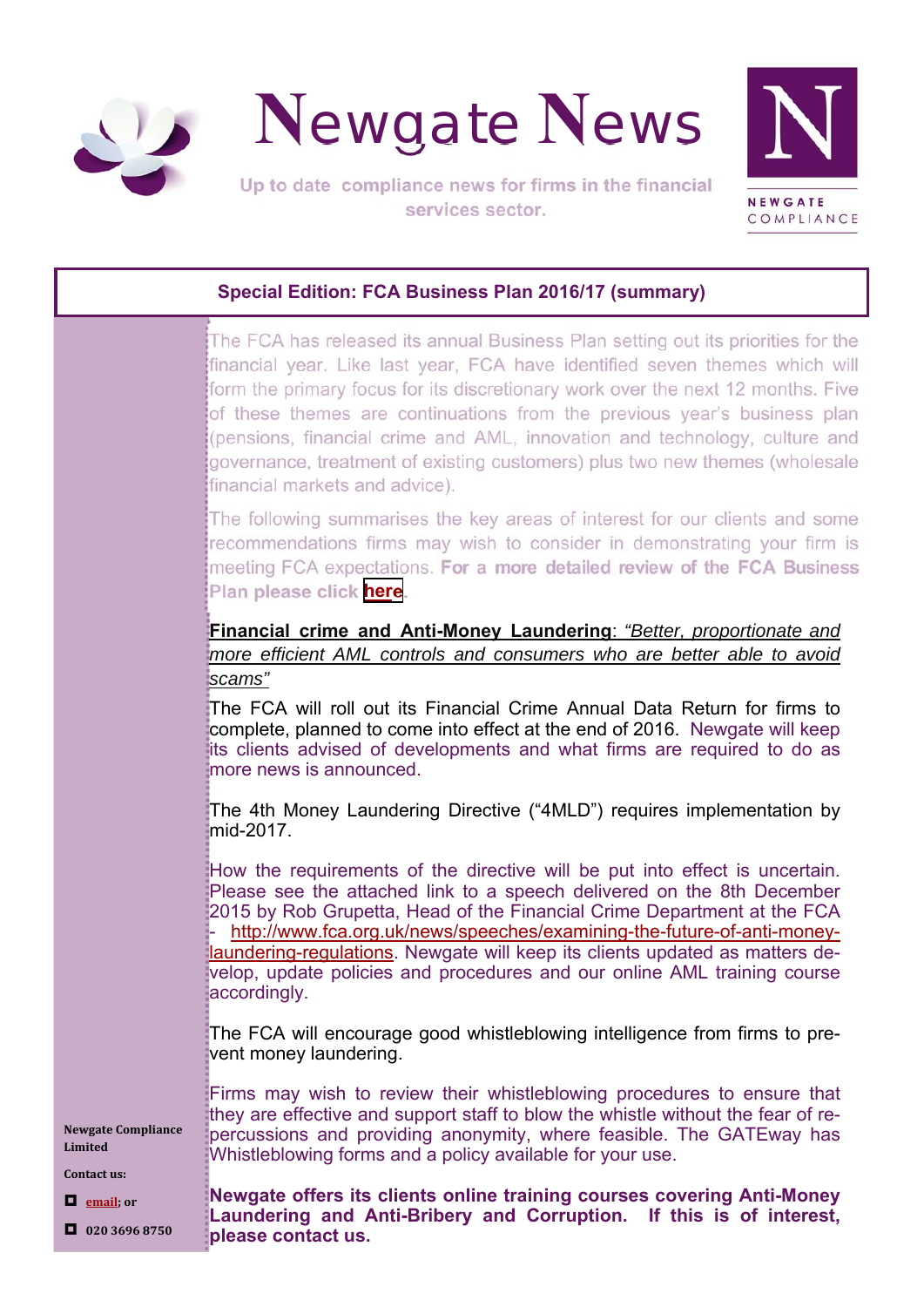# Newgate News

Up to date compliance news for firms in the financial services sector.

NEWGATE COMPLIANCE

## Special Edition: FCA Business Plan 2016/17 (summary)

The FCA has released its annual Business Plan setting out its priorities for the financial year. Like last year, FCA have identified seven themes which will form the primary focus for its discretionary work over the next 12 months. Five of these themes are continuations from the previous year's business plan (pensions, financial crime and AML, innovation and technology, culture and governance, treatment of existing customers) plus two new themes (wholesale financial markets and advice).

The following summarises the key areas of interest for our clients and some recommendations firms may wish to consider in demonstrating your firm is meeting FCA expectations. **For a more detailed review of the FCA Business Plan please click here.**

**Financial crime and Anti-Money Laundering**: *"Better, proportionate and more efficient AML controls and consumers who are better able to avoid scams"*

The FCA will roll out its Financial Crime Annual Data Return for firms to complete, planned to come into effect at the end of 2016. Newgate will keep its clients advised of developments and what firms are required to do as more news is announced.

The 4th Money Laundering Directive ("4MLD") requires implementation by mid-2017.

How the requirements of the directive will be put into effect is uncertain. Please see the attached link to a speech delivered on the 8th December 2015 by Rob Grupetta, Head of the Financial Crime Department at the FCA - http://www.fca.org.uk/news/speeches/examining-the-future-of-anti-money-laundering-regulations. Newgate will keep its clients updated as matters develop, update policies and procedures and our online AML training course accordingly.

The FCA will encourage good whistleblowing intelligence from firms to prevent money laundering.

Firms may wish to review their whistleblowing procedures to ensure that they are effective and support staff to blow the whistle without the fear of repercussions and providing anonymity, where feasible. The GATEway has Whistleblowing forms and a policy available for your use.

**Newgate offers its clients online training courses covering Anti-Money Laundering and Anti-Bribery and Corruption. If this is of interest, please contact us.**

**Newgate Compliance Limited**

**Contact us:**

- **email; or**
- **020 3696 8750**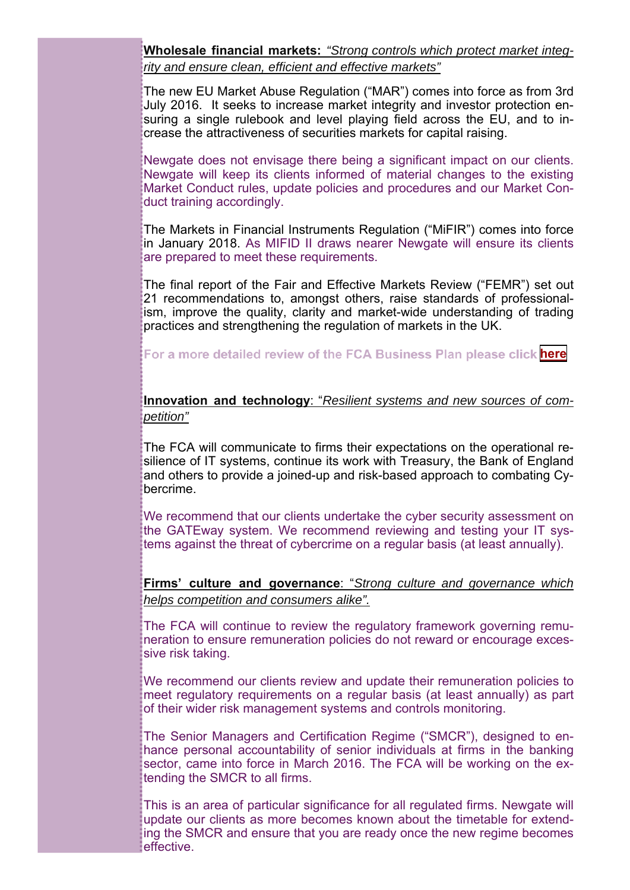**Wholesale financial markets:** *"Strong controls which protect market integrity and ensure clean, efficient and effective markets"*

The new EU Market Abuse Regulation ("MAR") comes into force as from 3rd July 2016. It seeks to increase market integrity and investor protection ensuring a single rulebook and level playing field across the EU, and to increase the attractiveness of securities markets for capital raising.

Newgate does not envisage there being a significant impact on our clients. Newgate will keep its clients informed of material changes to the existing Market Conduct rules, update policies and procedures and our Market Conduct training accordingly.

The Markets in Financial Instruments Regulation ("MiFIR") comes into force in January 2018. As MIFID II draws nearer Newgate will ensure its clients are prepared to meet these requirements.

The final report of the Fair and Effective Markets Review ("FEMR") set out 21 recommendations to, amongst others, raise standards of professionalism, improve the quality, clarity and market-wide understanding of trading practices and strengthening the regulation of markets in the UK.

**For a more detailed review of the FCA Business Plan please click here**

**Innovation and technology**: *"Resilient systems and new sources of competition"*

The FCA will communicate to firms their expectations on the operational resilience of IT systems, continue its work with Treasury, the Bank of England and others to provide a joined-up and risk-based approach to combating Cybercrime.

We recommend that our clients undertake the cyber security assessment on the GATEway system. We recommend reviewing and testing your IT systems against the threat of cybercrime on a regular basis (at least annually).

**Firms' culture and governance**: *"Strong culture and governance which helps competition and consumers alike".*

The FCA will continue to review the regulatory framework governing remuneration to ensure remuneration policies do not reward or encourage excessive risk taking.

We recommend our clients review and update their remuneration policies to meet regulatory requirements on a regular basis (at least annually) as part of their wider risk management systems and controls monitoring.

The Senior Managers and Certification Regime ("SMCR"), designed to enhance personal accountability of senior individuals at firms in the banking sector, came into force in March 2016. The FCA will be working on the extending the SMCR to all firms.

This is an area of particular significance for all regulated firms. Newgate will update our clients as more becomes known about the timetable for extending the SMCR and ensure that you are ready once the new regime becomes effective.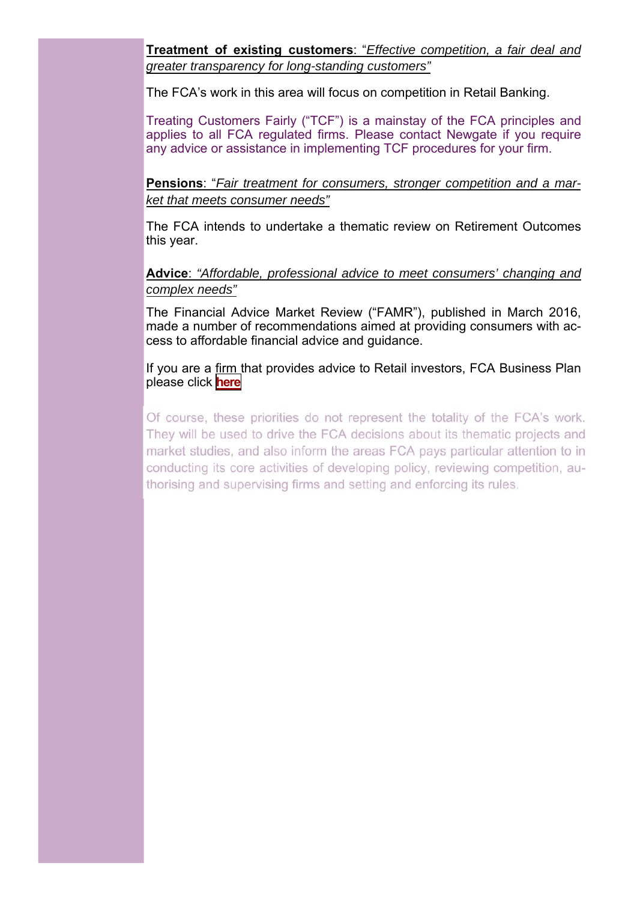**Treatment of existing customers**: "*Effective competition, a fair deal and greater transparency for long-standing customers"*

The FCA's work in this area will focus on competition in Retail Banking.

Treating Customers Fairly ("TCF") is a mainstay of the FCA principles and applies to all FCA regulated firms. Please contact Newgate if you require any advice or assistance in implementing TCF procedures for your firm.

**Pensions**: "*Fair treatment for consumers, stronger competition and a market that meets consumer needs"*

The FCA intends to undertake a thematic review on Retirement Outcomes this year.

**Advice**: *"Affordable, professional advice to meet consumers' changing and complex needs"*

The Financial Advice Market Review ("FAMR"), published in March 2016, made a number of recommendations aimed at providing consumers with access to affordable financial advice and guidance.

If you are a firm that provides advice to Retail investors, FCA Business Plan please click **here**

Of course, these priorities do not represent the totality of the FCA's work. They will be used to drive the FCA decisions about its thematic projects and market studies, and also inform the areas FCA pays particular attention to in conducting its core activities of developing policy, reviewing competition, authorising and supervising firms and setting and enforcing its rules.